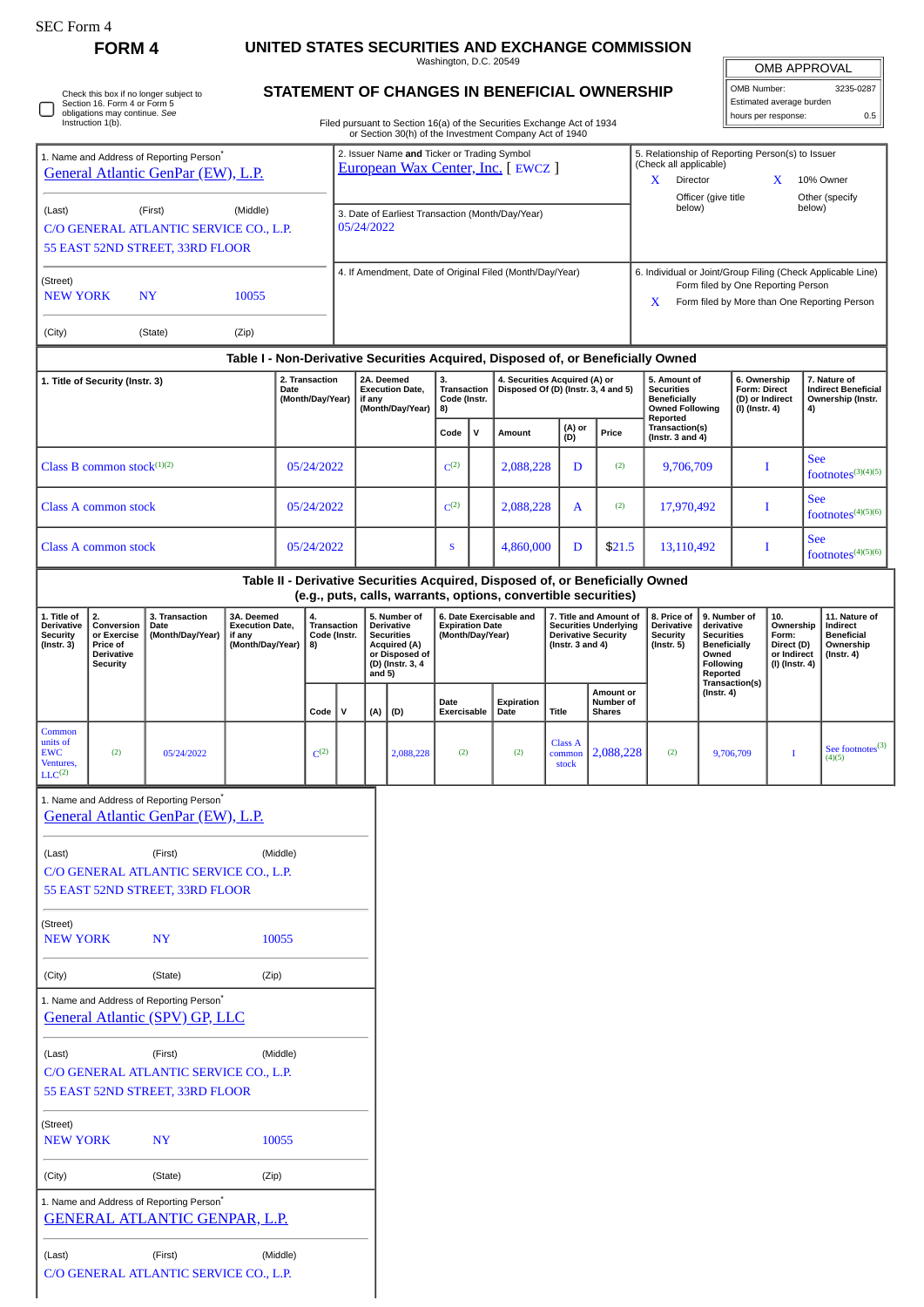SEC Form 4

# FORM 4

## UNITED STATES SECURITIES AND EXCHANGE COMMISSION

Washington, D.C. 20549

| OMB APPROVAL | |
|---|---|
| OMB Number: | 3235-0287 |
| Estimated average burden | |
| hours per response: | 0.5 |

☐ Check this box if no longer subject to Section 16. Form 4 or Form 5 obligations may continue. *See* Instruction 1(b).

## STATEMENT OF CHANGES IN BENEFICIAL OWNERSHIP

Filed pursuant to Section 16(a) of the Securities Exchange Act of 1934 or Section 30(h) of the Investment Company Act of 1940

1. Name and Address of Reporting Person*
General Atlantic GenPar (EW), L.P.

(Last) (First) (Middle)
C/O GENERAL ATLANTIC SERVICE CO., L.P.
55 EAST 52ND STREET, 33RD FLOOR

(Street)
NEW YORK NY 10055

(City) (State) (Zip)

2. Issuer Name **and** Ticker or Trading Symbol
European Wax Center, Inc. [ EWCZ ]

3. Date of Earliest Transaction (Month/Day/Year)
05/24/2022

4. If Amendment, Date of Original Filed (Month/Day/Year)

5. Relationship of Reporting Person(s) to Issuer (Check all applicable)
X Director
X 10% Owner
Officer (give title below)
Other (specify below)

6. Individual or Joint/Group Filing (Check Applicable Line)
Form filed by One Reporting Person
X Form filed by More than One Reporting Person

### Table I - Non-Derivative Securities Acquired, Disposed of, or Beneficially Owned

| 1. Title of Security (Instr. 3) | 2. Transaction Date (Month/Day/Year) | 2A. Deemed Execution Date, if any (Month/Day/Year) | 3. Transaction Code (Instr. 8) | | 4. Securities Acquired (A) or Disposed Of (D) (Instr. 3, 4 and 5) | | | 5. Amount of Securities Beneficially Owned Following Reported Transaction(s) (Instr. 3 and 4) | 6. Ownership Form: Direct (D) or Indirect (I) (Instr. 4) | 7. Nature of Indirect Beneficial Ownership (Instr. 4) |
|---|---|---|---|---|---|---|---|---|---|---|
| | | | Code | V | Amount | (A) or (D) | Price | | | |
| Class B common stock[(1)(2)] | 05/24/2022 | | C[(2)] | | 2,088,228 | D | [(2)] | 9,706,709 | I | See footnotes[(3)(4)(5)] |
| Class A common stock | 05/24/2022 | | C[(2)] | | 2,088,228 | A | [(2)] | 17,970,492 | I | See footnotes[(4)(5)(6)] |
| Class A common stock | 05/24/2022 | | S | | 4,860,000 | D | $21.5 | 13,110,492 | I | See footnotes[(4)(5)(6)] |

### Table II - Derivative Securities Acquired, Disposed of, or Beneficially Owned (e.g., puts, calls, warrants, options, convertible securities)

| 1. Title of Derivative Security (Instr. 3) | 2. Conversion or Exercise Price of Derivative Security | 3. Transaction Date (Month/Day/Year) | 3A. Deemed Execution Date, if any (Month/Day/Year) | 4. Transaction Code (Instr. 8) | | 5. Number of Derivative Securities Acquired (A) or Disposed of (D) (Instr. 3, 4 and 5) | | 6. Date Exercisable and Expiration Date (Month/Day/Year) | | 7. Title and Amount of Securities Underlying Derivative Security (Instr. 3 and 4) | | 8. Price of Derivative Security (Instr. 5) | 9. Number of derivative Securities Beneficially Owned Following Reported Transaction(s) (Instr. 4) | 10. Ownership Form: Direct (D) or Indirect (I) (Instr. 4) | 11. Nature of Indirect Beneficial Ownership (Instr. 4) |
|---|---|---|---|---|---|---|---|---|---|---|---|---|---|---|---|
| | | | | Code | V | (A) | (D) | Date Exercisable | Expiration Date | Title | Amount or Number of Shares | | | | |
| Common units of EWC Ventures, LLC[(2)] | [(2)] | 05/24/2022 | | C[(2)] | | | 2,088,228 | [(2)] | [(2)] | Class A common stock | 2,088,228 | [(2)] | 9,706,709 | I | See footnotes[(3)(4)(5)] |

1. Name and Address of Reporting Person*
General Atlantic GenPar (EW), L.P.

(Last) (First) (Middle)
C/O GENERAL ATLANTIC SERVICE CO., L.P.
55 EAST 52ND STREET, 33RD FLOOR

(Street)
NEW YORK NY 10055

(City) (State) (Zip)

1. Name and Address of Reporting Person*
General Atlantic (SPV) GP, LLC

(Last) (First) (Middle)
C/O GENERAL ATLANTIC SERVICE CO., L.P.
55 EAST 52ND STREET, 33RD FLOOR

(Street)
NEW YORK NY 10055

(City) (State) (Zip)

1. Name and Address of Reporting Person*
GENERAL ATLANTIC GENPAR, L.P.

(Last) (First) (Middle)
C/O GENERAL ATLANTIC SERVICE CO., L.P.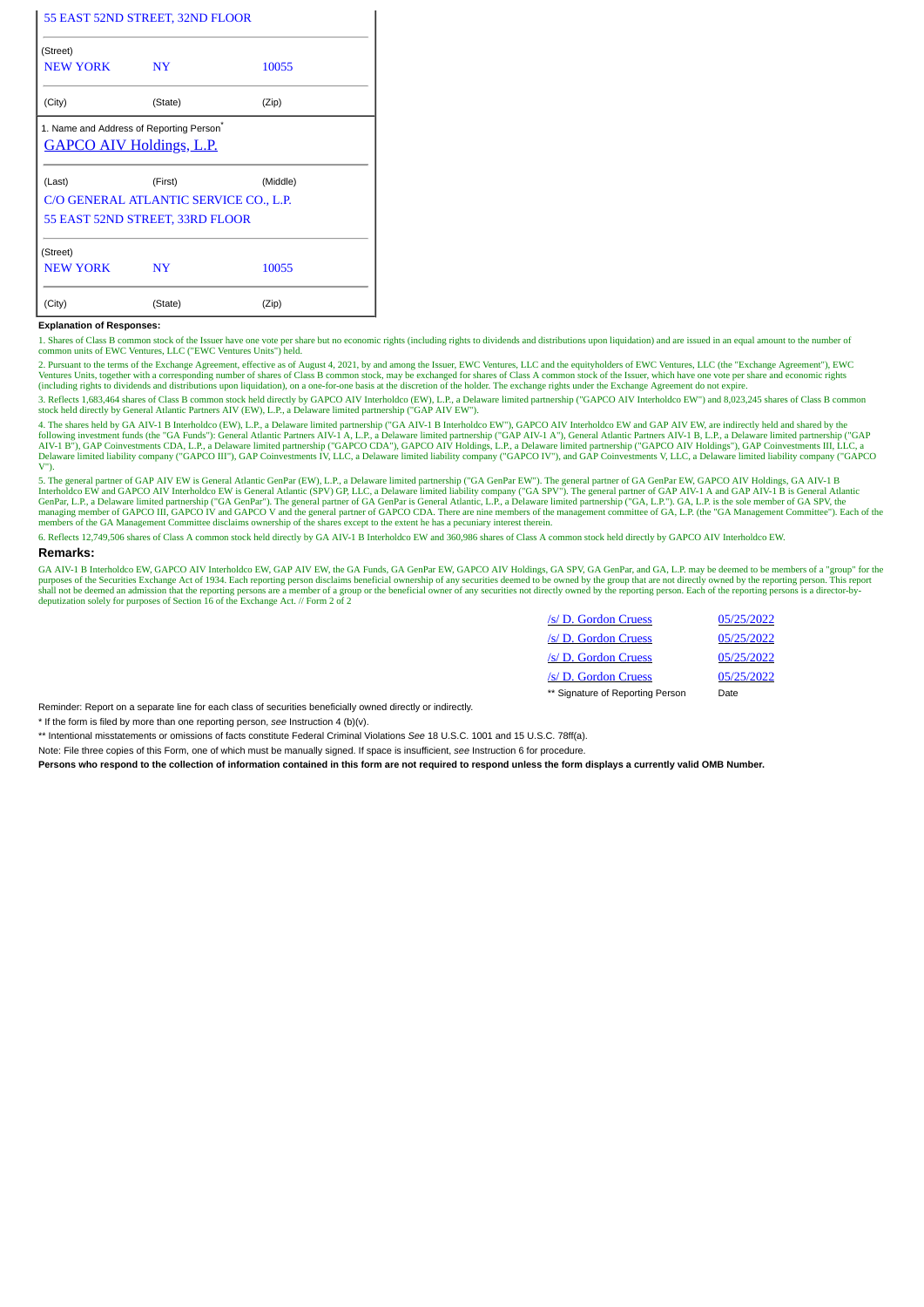55 EAST 52ND STREET, 32ND FLOOR

(Street)

| | | |
|---|---|---|
| NEW YORK | NY | 10055 |
| (City) | (State) | (Zip) |

1. Name and Address of Reporting Person*

GAPCO AIV Holdings, L.P.

| | | |
|---|---|---|
| (Last) | (First) | (Middle) |

C/O GENERAL ATLANTIC SERVICE CO., L.P.

55 EAST 52ND STREET, 33RD FLOOR

(Street)

| | | |
|---|---|---|
| NEW YORK | NY | 10055 |
| (City) | (State) | (Zip) |

**Explanation of Responses:**

1. Shares of Class B common stock of the Issuer have one vote per share but no economic rights (including rights to dividends and distributions upon liquidation) and are issued in an equal amount to the number of common units of EWC Ventures, LLC ("EWC Ventures Units") held.

2. Pursuant to the terms of the Exchange Agreement, effective as of August 4, 2021, by and among the Issuer, EWC Ventures, LLC and the equityholders of EWC Ventures, LLC (the "Exchange Agreement"), EWC Ventures Units, together with a corresponding number of shares of Class B common stock, may be exchanged for shares of Class A common stock of the Issuer, which have one vote per share and economic rights (including rights to dividends and distributions upon liquidation), on a one-for-one basis at the discretion of the holder. The exchange rights under the Exchange Agreement do not expire.

3. Reflects 1,683,464 shares of Class B common stock held directly by GAPCO AIV Interholdco (EW), L.P., a Delaware limited partnership ("GAPCO AIV Interholdco EW") and 8,023,245 shares of Class B common stock held directly by General Atlantic Partners AIV (EW), L.P., a Delaware limited partnership ("GAP AIV EW").

4. The shares held by GA AIV-1 B Interholdco (EW), L.P., a Delaware limited partnership ("GA AIV-1 B Interholdco EW"), GAPCO AIV Interholdco EW and GAP AIV EW, are indirectly held and shared by the following investment funds (the "GA Funds"): General Atlantic Partners AIV-1 A, L.P., a Delaware limited partnership ("GAP AIV-1 A"), General Atlantic Partners AIV-1 B, L.P., a Delaware limited partnership ("GAP AIV-1 B"), GAP Coinvestments CDA, L.P., a Delaware limited partnership ("GAPCO CDA"), GAPCO AIV Holdings, L.P., a Delaware limited partnership ("GAPCO AIV Holdings"), GAP Coinvestments III, LLC, a Delaware limited liability company ("GAPCO III"), GAP Coinvestments IV, LLC, a Delaware limited liability company ("GAPCO IV"), and GAP Coinvestments V, LLC, a Delaware limited liability company ("GAPCO V").

5. The general partner of GAP AIV EW is General Atlantic GenPar (EW), L.P., a Delaware limited partnership ("GA GenPar EW"). The general partner of GA GenPar EW, GAPCO AIV Holdings, GA AIV-1 B Interholdco EW and GAPCO AIV Interholdco EW is General Atlantic (SPV) GP, LLC, a Delaware limited liability company ("GA SPV"). The general partner of GAP AIV-1 A and GAP AIV-1 B is General Atlantic GenPar, L.P., a Delaware limited partnership ("GA GenPar"). The general partner of GA GenPar is General Atlantic, L.P., a Delaware limited partnership ("GA, L.P."). GA, L.P. is the sole member of GA SPV, the managing member of GAPCO III, GAPCO IV and GAPCO V and the general partner of GAPCO CDA. There are nine members of the management committee of GA, L.P. (the "GA Management Committee"). Each of the members of the GA Management Committee disclaims ownership of the shares except to the extent he has a pecuniary interest therein.

6. Reflects 12,749,506 shares of Class A common stock held directly by GA AIV-1 B Interholdco EW and 360,986 shares of Class A common stock held directly by GAPCO AIV Interholdco EW.

## Remarks:

GA AIV-1 B Interholdco EW, GAPCO AIV Interholdco EW, GAP AIV EW, the GA Funds, GA GenPar EW, GAPCO AIV Holdings, GA SPV, GA GenPar, and GA, L.P. may be deemed to be members of a "group" for the purposes of the Securities Exchange Act of 1934. Each reporting person disclaims beneficial ownership of any securities deemed to be owned by the group that are not directly owned by the reporting person. This report shall not be deemed an admission that the reporting persons are a member of a group or the beneficial owner of any securities not directly owned by the reporting person. Each of the reporting persons is a director-by-deputization solely for purposes of Section 16 of the Exchange Act. // Form 2 of 2

| | |
|---|---|
| /s/ D. Gordon Cruess | 05/25/2022 |
| /s/ D. Gordon Cruess | 05/25/2022 |
| /s/ D. Gordon Cruess | 05/25/2022 |
| /s/ D. Gordon Cruess | 05/25/2022 |
| ** Signature of Reporting Person | Date |

Reminder: Report on a separate line for each class of securities beneficially owned directly or indirectly.

* If the form is filed by more than one reporting person, *see* Instruction 4 (b)(v).

** Intentional misstatements or omissions of facts constitute Federal Criminal Violations *See* 18 U.S.C. 1001 and 15 U.S.C. 78ff(a).

Note: File three copies of this Form, one of which must be manually signed. If space is insufficient, *see* Instruction 6 for procedure.

**Persons who respond to the collection of information contained in this form are not required to respond unless the form displays a currently valid OMB Number.**